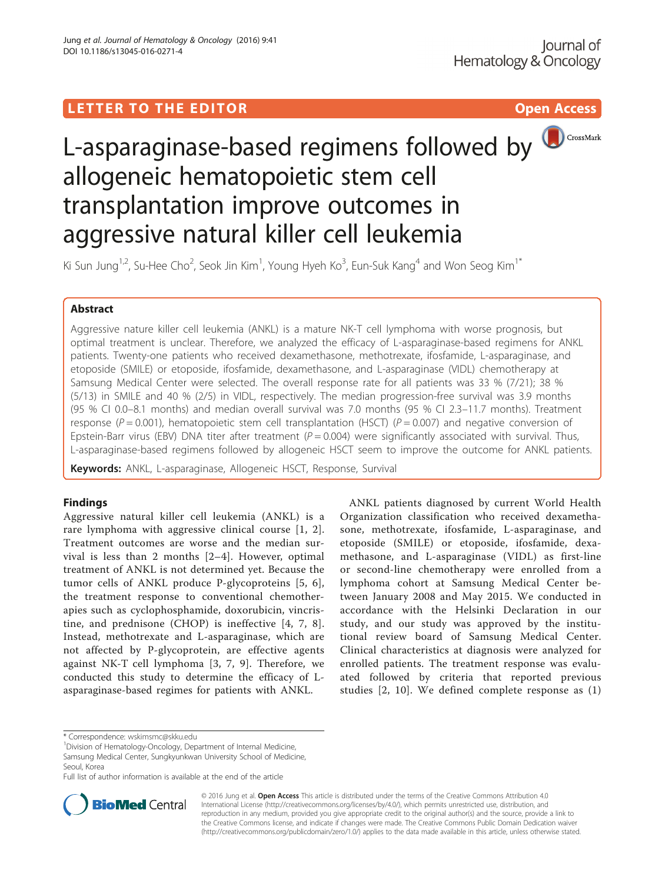LETTER TO THE EDITOR

Open Access

# L-asparaginase-based regimens followed by allogeneic hematopoietic stem cell transplantation improve outcomes in aggressive natural killer cell leukemia

Ki Sun Jung[1,2], Su-Hee Cho[2], Seok Jin Kim[1], Young Hyeh Ko[3], Eun-Suk Kang[4] and Won Seog Kim[1*]

## Abstract

Aggressive nature killer cell leukemia (ANKL) is a mature NK-T cell lymphoma with worse prognosis, but optimal treatment is unclear. Therefore, we analyzed the efficacy of L-asparaginase-based regimens for ANKL patients. Twenty-one patients who received dexamethasone, methotrexate, ifosfamide, L-asparaginase, and etoposide (SMILE) or etoposide, ifosfamide, dexamethasone, and L-asparaginase (VIDL) chemotherapy at Samsung Medical Center were selected. The overall response rate for all patients was 33 % (7/21); 38 % (5/13) in SMILE and 40 % (2/5) in VIDL, respectively. The median progression-free survival was 3.9 months (95 % CI 0.0–8.1 months) and median overall survival was 7.0 months (95 % CI 2.3–11.7 months). Treatment response ($P = 0.001$), hematopoietic stem cell transplantation (HSCT) ($P = 0.007$) and negative conversion of Epstein-Barr virus (EBV) DNA titer after treatment ($P = 0.004$) were significantly associated with survival. Thus, L-asparaginase-based regimens followed by allogeneic HSCT seem to improve the outcome for ANKL patients.

**Keywords:** ANKL, L-asparaginase, Allogeneic HSCT, Response, Survival

## Findings

Aggressive natural killer cell leukemia (ANKL) is a rare lymphoma with aggressive clinical course [1, 2]. Treatment outcomes are worse and the median survival is less than 2 months [2–4]. However, optimal treatment of ANKL is not determined yet. Because the tumor cells of ANKL produce P-glycoproteins [5, 6], the treatment response to conventional chemotherapies such as cyclophosphamide, doxorubicin, vincristine, and prednisone (CHOP) is ineffective [4, 7, 8]. Instead, methotrexate and L-asparaginase, which are not affected by P-glycoprotein, are effective agents against NK-T cell lymphoma [3, 7, 9]. Therefore, we conducted this study to determine the efficacy of L-asparaginase-based regimes for patients with ANKL.

ANKL patients diagnosed by current World Health Organization classification who received dexamethasone, methotrexate, ifosfamide, L-asparaginase, and etoposide (SMILE) or etoposide, ifosfamide, dexamethasone, and L-asparaginase (VIDL) as first-line or second-line chemotherapy were enrolled from a lymphoma cohort at Samsung Medical Center between January 2008 and May 2015. We conducted in accordance with the Helsinki Declaration in our study, and our study was approved by the institutional review board of Samsung Medical Center. Clinical characteristics at diagnosis were analyzed for enrolled patients. The treatment response was evaluated followed by criteria that reported previous studies [2, 10]. We defined complete response as (1)

---

\* Correspondence: wskimsmc@skku.edu

[1]Division of Hematology-Oncology, Department of Internal Medicine, Samsung Medical Center, Sungkyunkwan University School of Medicine, Seoul, Korea

Full list of author information is available at the end of the article

© 2016 Jung et al. **Open Access** This article is distributed under the terms of the Creative Commons Attribution 4.0 International License (http://creativecommons.org/licenses/by/4.0/), which permits unrestricted use, distribution, and reproduction in any medium, provided you give appropriate credit to the original author(s) and the source, provide a link to the Creative Commons license, and indicate if changes were made. The Creative Commons Public Domain Dedication waiver (http://creativecommons.org/publicdomain/zero/1.0/) applies to the data made available in this article, unless otherwise stated.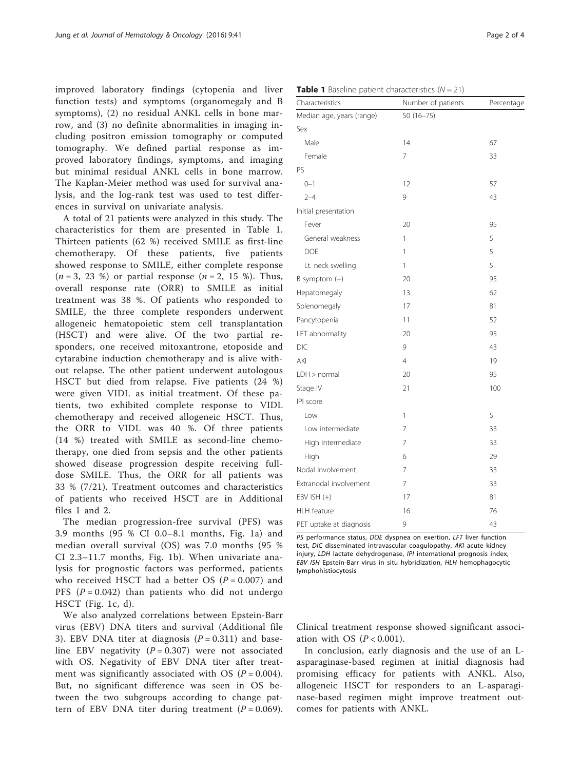improved laboratory findings (cytopenia and liver function tests) and symptoms (organomegaly and B symptoms), (2) no residual ANKL cells in bone marrow, and (3) no definite abnormalities in imaging including positron emission tomography or computed tomography. We defined partial response as improved laboratory findings, symptoms, and imaging but minimal residual ANKL cells in bone marrow. The Kaplan-Meier method was used for survival analysis, and the log-rank test was used to test differences in survival on univariate analysis.

A total of 21 patients were analyzed in this study. The characteristics for them are presented in Table 1. Thirteen patients (62 %) received SMILE as first-line chemotherapy. Of these patients, five patients showed response to SMILE, either complete response ($n = 3$, 23 %) or partial response ($n = 2$, 15 %). Thus, overall response rate (ORR) to SMILE as initial treatment was 38 %. Of patients who responded to SMILE, the three complete responders underwent allogeneic hematopoietic stem cell transplantation (HSCT) and were alive. Of the two partial responders, one received mitoxantrone, etoposide and cytarabine induction chemotherapy and is alive without relapse. The other patient underwent autologous HSCT but died from relapse. Five patients (24 %) were given VIDL as initial treatment. Of these patients, two exhibited complete response to VIDL chemotherapy and received allogeneic HSCT. Thus, the ORR to VIDL was 40 %. Of three patients (14 %) treated with SMILE as second-line chemotherapy, one died from sepsis and the other patients showed disease progression despite receiving full-dose SMILE. Thus, the ORR for all patients was 33 % (7/21). Treatment outcomes and characteristics of patients who received HSCT are in Additional files 1 and 2.

The median progression-free survival (PFS) was 3.9 months (95 % CI 0.0–8.1 months, Fig. 1a) and median overall survival (OS) was 7.0 months (95 % CI 2.3–11.7 months, Fig. 1b). When univariate analysis for prognostic factors was performed, patients who received HSCT had a better OS ($P = 0.007$) and PFS ($P = 0.042$) than patients who did not undergo HSCT (Fig. 1c, d).

We also analyzed correlations between Epstein-Barr virus (EBV) DNA titers and survival (Additional file 3). EBV DNA titer at diagnosis ($P = 0.311$) and baseline EBV negativity ($P = 0.307$) were not associated with OS. Negativity of EBV DNA titer after treatment was significantly associated with OS ($P = 0.004$). But, no significant difference was seen in OS between the two subgroups according to change pattern of EBV DNA titer during treatment ($P = 0.069$). Clinical treatment response showed significant association with OS ($P < 0.001$).

In conclusion, early diagnosis and the use of an L-asparaginase-based regimen at initial diagnosis had promising efficacy for patients with ANKL. Also, allogeneic HSCT for responders to an L-asparaginase-based regimen might improve treatment outcomes for patients with ANKL.

**Table 1** Baseline patient characteristics ($N = 21$)

| Characteristics | Number of patients | Percentage |
|---|---|---|
| Median age, years (range) | 50 (16–75) | |
| Sex | | |
| Male | 14 | 67 |
| Female | 7 | 33 |
| PS | | |
| 0–1 | 12 | 57 |
| 2–4 | 9 | 43 |
| Initial presentation | | |
| Fever | 20 | 95 |
| General weakness | 1 | 5 |
| DOE | 1 | 5 |
| Lt. neck swelling | 1 | 5 |
| B symptom (+) | 20 | 95 |
| Hepatomegaly | 13 | 62 |
| Splenomegaly | 17 | 81 |
| Pancytopenia | 11 | 52 |
| LFT abnormality | 20 | 95 |
| DIC | 9 | 43 |
| AKI | 4 | 19 |
| LDH > normal | 20 | 95 |
| Stage IV | 21 | 100 |
| IPI score | | |
| Low | 1 | 5 |
| Low intermediate | 7 | 33 |
| High intermediate | 7 | 33 |
| High | 6 | 29 |
| Nodal involvement | 7 | 33 |
| Extranodal involvement | 7 | 33 |
| EBV ISH (+) | 17 | 81 |
| HLH feature | 16 | 76 |
| PET uptake at diagnosis | 9 | 43 |

*PS* performance status, *DOE* dyspnea on exertion, *LFT* liver function test, *DIC* disseminated intravascular coagulopathy, *AKI* acute kidney injury, *LDH* lactate dehydrogenase, *IPI* international prognosis index, *EBV ISH* Epstein-Barr virus in situ hybridization, *HLH* hemophagocytic lymphohistiocytosis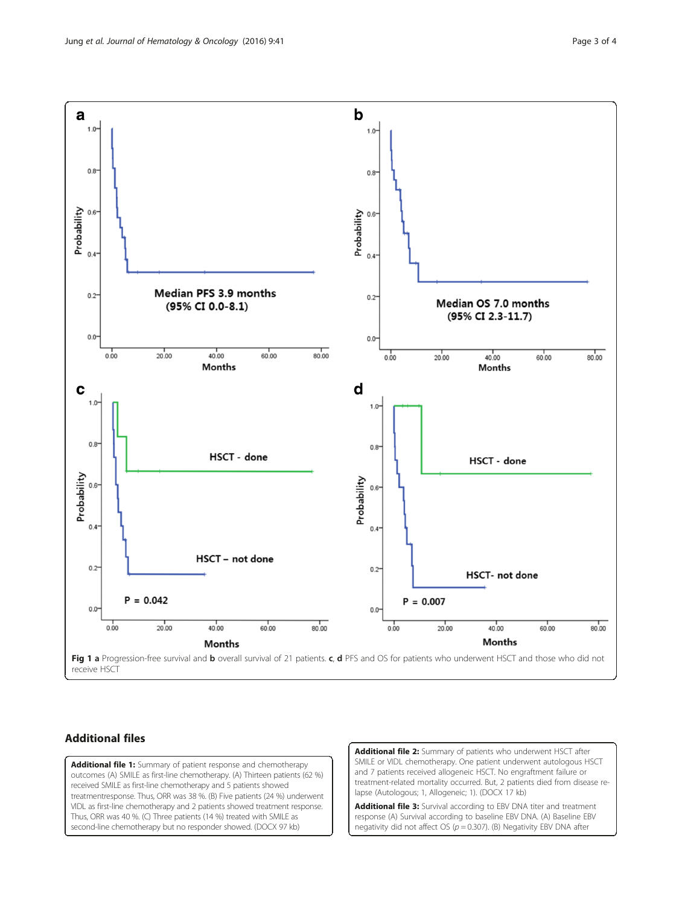**Fig 1** **a** Progression-free survival and **b** overall survival of 21 patients. **c**, **d** PFS and OS for patients who underwent HSCT and those who did not receive HSCT

## Additional files

**Additional file 1:** Summary of patient response and chemotherapy outcomes (A) SMILE as first-line chemotherapy. (A) Thirteen patients (62 %) received SMILE as first-line chemotherapy and 5 patients showed treatmentresponse. Thus, ORR was 38 %. (B) Five patients (24 %) underwent VIDL as first-line chemotherapy and 2 patients showed treatment response. Thus, ORR was 40 %. (C) Three patients (14 %) treated with SMILE as second-line chemotherapy but no responder showed. (DOCX 97 kb)

**Additional file 2:** Summary of patients who underwent HSCT after SMILE or VIDL chemotherapy. One patient underwent autologous HSCT and 7 patients received allogeneic HSCT. No engraftment failure or treatment-related mortality occurred. But, 2 patients died from disease relapse (Autologous; 1, Allogeneic; 1). (DOCX 17 kb)

**Additional file 3:** Survival according to EBV DNA titer and treatment response (A) Survival according to baseline EBV DNA. (A) Baseline EBV negativity did not affect OS ($p = 0.307$). (B) Negativity EBV DNA after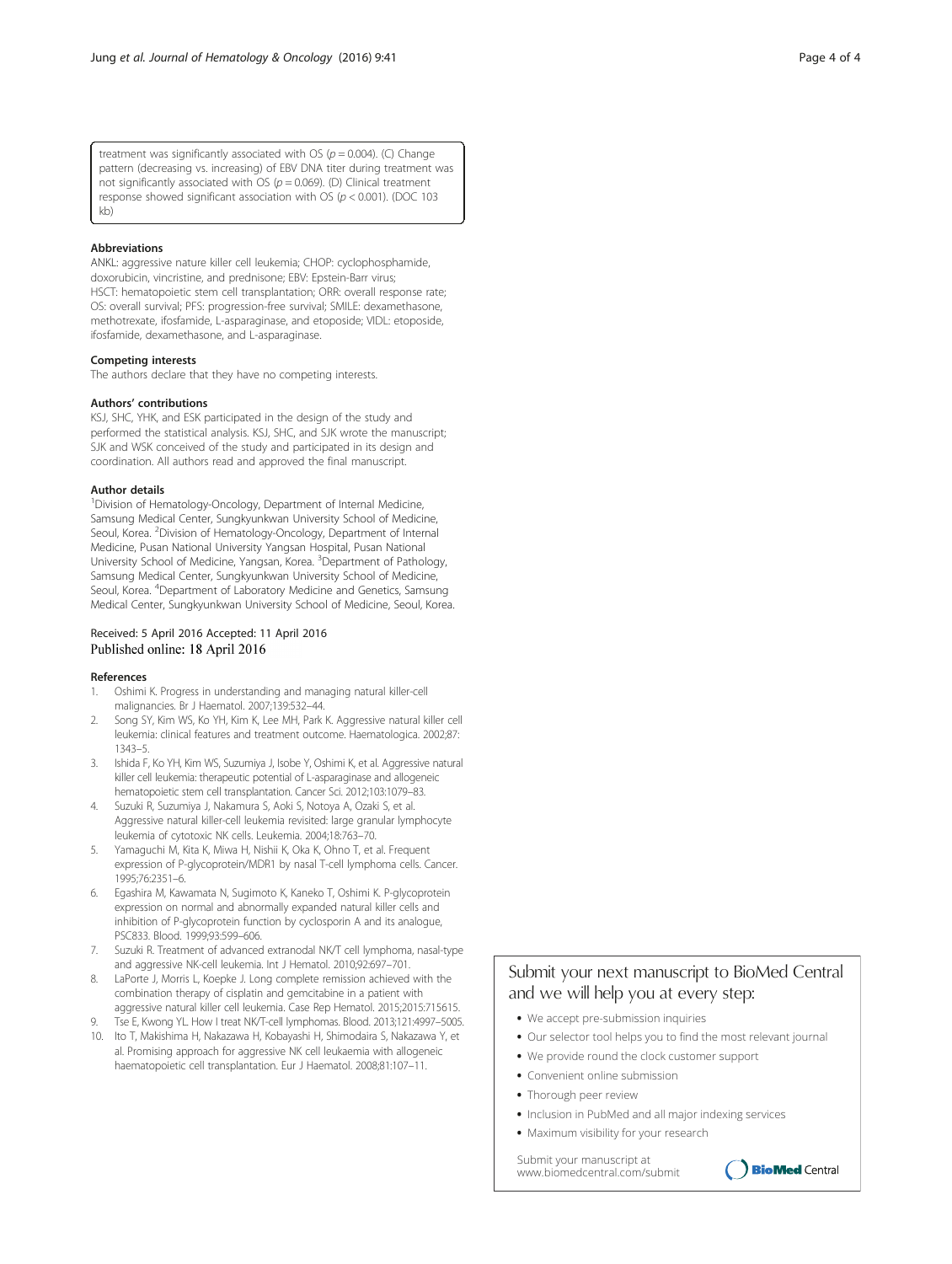treatment was significantly associated with OS ($p = 0.004$). (C) Change pattern (decreasing vs. increasing) of EBV DNA titer during treatment was not significantly associated with OS ($p = 0.069$). (D) Clinical treatment response showed significant association with OS ($p < 0.001$). (DOC 103 kb)

### Abbreviations

ANKL: aggressive nature killer cell leukemia; CHOP: cyclophosphamide, doxorubicin, vincristine, and prednisone; EBV: Epstein-Barr virus; HSCT: hematopoietic stem cell transplantation; ORR: overall response rate; OS: overall survival; PFS: progression-free survival; SMILE: dexamethasone, methotrexate, ifosfamide, L-asparaginase, and etoposide; VIDL: etoposide, ifosfamide, dexamethasone, and L-asparaginase.

### Competing interests

The authors declare that they have no competing interests.

### Authors' contributions

KSJ, SHC, YHK, and ESK participated in the design of the study and performed the statistical analysis. KSJ, SHC, and SJK wrote the manuscript; SJK and WSK conceived of the study and participated in its design and coordination. All authors read and approved the final manuscript.

### Author details

[1]Division of Hematology-Oncology, Department of Internal Medicine, Samsung Medical Center, Sungkyunkwan University School of Medicine, Seoul, Korea. [2]Division of Hematology-Oncology, Department of Internal Medicine, Pusan National University Yangsan Hospital, Pusan National University School of Medicine, Yangsan, Korea. [3]Department of Pathology, Samsung Medical Center, Sungkyunkwan University School of Medicine, Seoul, Korea. [4]Department of Laboratory Medicine and Genetics, Samsung Medical Center, Sungkyunkwan University School of Medicine, Seoul, Korea.

Received: 5 April 2016 Accepted: 11 April 2016
Published online: 18 April 2016

### References

1. Oshimi K. Progress in understanding and managing natural killer-cell malignancies. Br J Haematol. 2007;139:532–44.
2. Song SY, Kim WS, Ko YH, Kim K, Lee MH, Park K. Aggressive natural killer cell leukemia: clinical features and treatment outcome. Haematologica. 2002;87:1343–5.
3. Ishida F, Ko YH, Kim WS, Suzumiya J, Isobe Y, Oshimi K, et al. Aggressive natural killer cell leukemia: therapeutic potential of L-asparaginase and allogeneic hematopoietic stem cell transplantation. Cancer Sci. 2012;103:1079–83.
4. Suzuki R, Suzumiya J, Nakamura S, Aoki S, Notoya A, Ozaki S, et al. Aggressive natural killer-cell leukemia revisited: large granular lymphocyte leukemia of cytotoxic NK cells. Leukemia. 2004;18:763–70.
5. Yamaguchi M, Kita K, Miwa H, Nishii K, Oka K, Ohno T, et al. Frequent expression of P-glycoprotein/MDR1 by nasal T-cell lymphoma cells. Cancer. 1995;76:2351–6.
6. Egashira M, Kawamata N, Sugimoto K, Kaneko T, Oshimi K. P-glycoprotein expression on normal and abnormally expanded natural killer cells and inhibition of P-glycoprotein function by cyclosporin A and its analogue, PSC833. Blood. 1999;93:599–606.
7. Suzuki R. Treatment of advanced extranodal NK/T cell lymphoma, nasal-type and aggressive NK-cell leukemia. Int J Hematol. 2010;92:697–701.
8. LaPorte J, Morris L, Koepke J. Long complete remission achieved with the combination therapy of cisplatin and gemcitabine in a patient with aggressive natural killer cell leukemia. Case Rep Hematol. 2015;2015:715615.
9. Tse E, Kwong YL. How I treat NK/T-cell lymphomas. Blood. 2013;121:4997–5005.
10. Ito T, Makishima H, Nakazawa H, Kobayashi H, Shimodaira S, Nakazawa Y, et al. Promising approach for aggressive NK cell leukaemia with allogeneic haematopoietic cell transplantation. Eur J Haematol. 2008;81:107–11.

Submit your next manuscript to BioMed Central and we will help you at every step:

- We accept pre-submission inquiries
- Our selector tool helps you to find the most relevant journal
- We provide round the clock customer support
- Convenient online submission
- Thorough peer review
- Inclusion in PubMed and all major indexing services
- Maximum visibility for your research

Submit your manuscript at www.biomedcentral.com/submit

BioMed Central